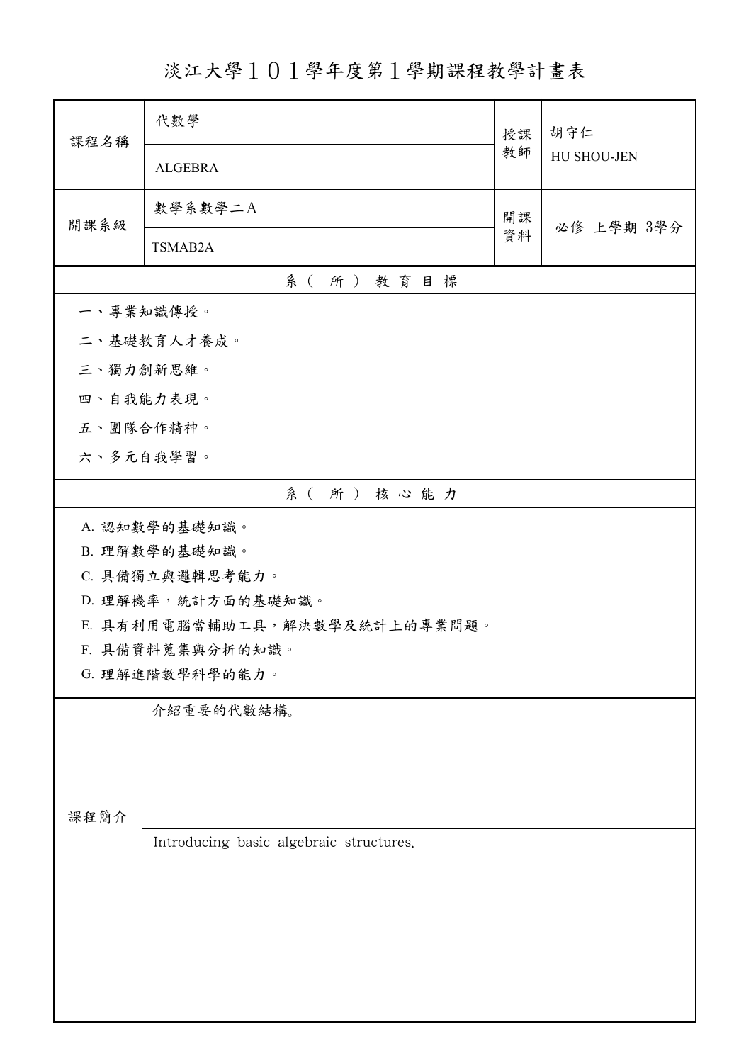# 淡江大學１０１學年度第１學期課程教學計畫表

| 課程名稱 | 代數學<br>ALGEBRA | 授課教師 | 胡守仁<br>HU SHOU-JEN |
| --- | --- | --- | --- |
| 開課系級 | 數學系數學二Ａ<br>TSMAB2A | 開課資料 | 必修 上學期 3學分 |

## 系（所）教育目標

一、專業知識傳授。

二、基礎教育人才養成。

三、獨力創新思維。

四、自我能力表現。

五、團隊合作精神。

六、多元自我學習。

## 系（所）核心能力

A. 認知數學的基礎知識。

B. 理解數學的基礎知識。

C. 具備獨立與邏輯思考能力。

D. 理解機率，統計方面的基礎知識。

E. 具有利用電腦當輔助工具，解決數學及統計上的專業問題。

F. 具備資料蒐集與分析的知識。

G. 理解進階數學科學的能力。

## 課程簡介

介紹重要的代數結構。

Introducing basic algebraic structures.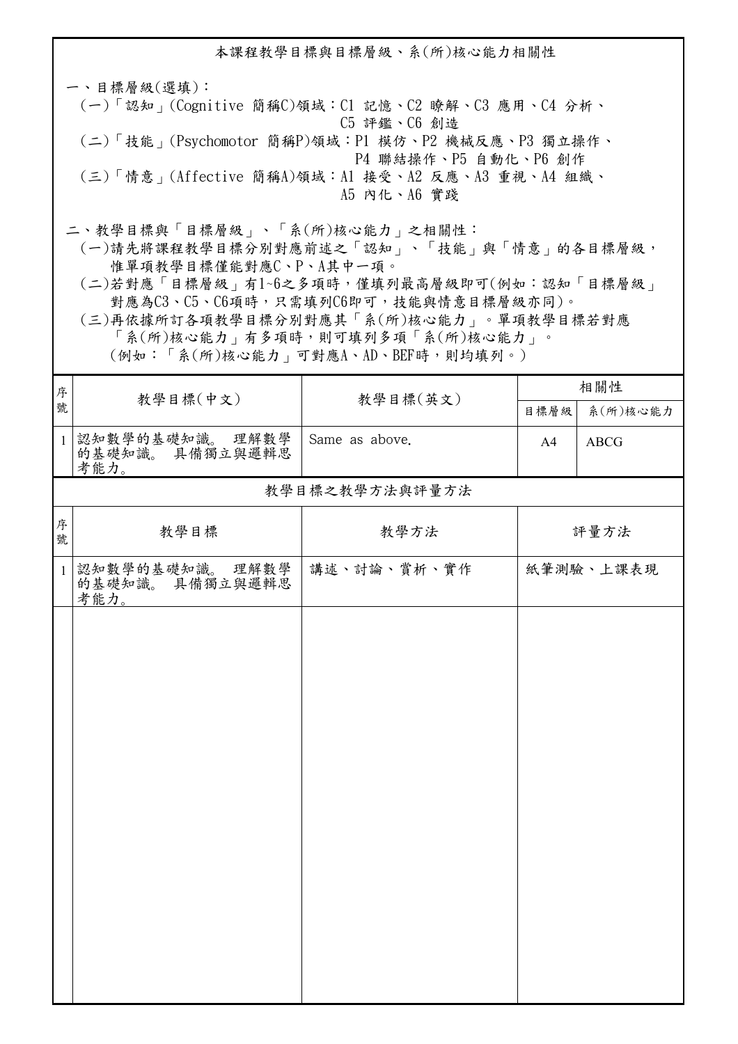## 本課程教學目標與目標層級、系(所)核心能力相關性

一、目標層級(選填)：

(一)「認知」(Cognitive 簡稱C)領域：C1 記憶、C2 瞭解、C3 應用、C4 分析、C5 評鑑、C6 創造

(二)「技能」(Psychomotor 簡稱P)領域：P1 模仿、P2 機械反應、P3 獨立操作、P4 聯結操作、P5 自動化、P6 創作

(三)「情意」(Affective 簡稱A)領域：A1 接受、A2 反應、A3 重視、A4 組織、A5 內化、A6 實踐

二、教學目標與「目標層級」、「系(所)核心能力」之相關性：

(一)請先將課程教學目標分別對應前述之「認知」、「技能」與「情意」的各目標層級，惟單項教學目標僅能對應C、P、A其中一項。

(二)若對應「目標層級」有1~6之多項時，僅填列最高層級即可(例如：認知「目標層級」對應為C3、C5、C6項時，只需填列C6即可，技能與情意目標層級亦同)。

(三)再依據所訂各項教學目標分別對應其「系(所)核心能力」。單項教學目標若對應「系(所)核心能力」有多項時，則可填列多項「系(所)核心能力」。(例如：「系(所)核心能力」可對應A、AD、BEF時，則均填列。)

| 序號 | 教學目標(中文) | 教學目標(英文) | 相關性 | |
|---|---|---|---|---|
| | | | 目標層級 | 系(所)核心能力 |
| 1 | 認知數學的基礎知識。 理解數學的基礎知識。 具備獨立與邏輯思考能力。 | Same as above. | A4 | ABCG |

## 教學目標之教學方法與評量方法

| 序號 | 教學目標 | 教學方法 | 評量方法 |
|---|---|---|---|
| 1 | 認知數學的基礎知識。 理解數學的基礎知識。 具備獨立與邏輯思考能力。 | 講述、討論、賞析、實作 | 紙筆測驗、上課表現 |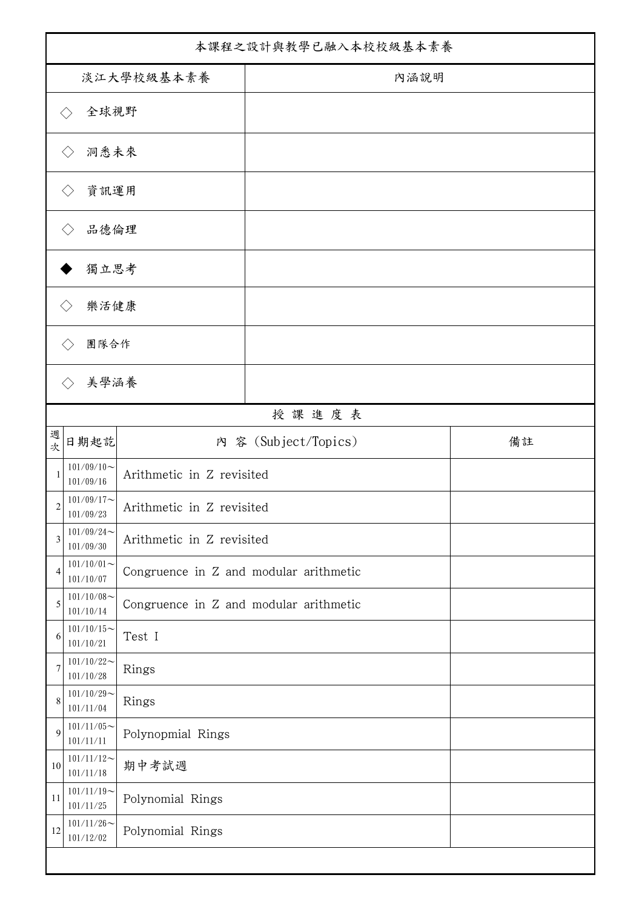| 本課程之設計與教學已融入本校校級基本素養 | |
|---|---|
| 淡江大學校級基本素養 | 內涵說明 |
| ◇ 全球視野 | |
| ◇ 洞悉未來 | |
| ◇ 資訊運用 | |
| ◇ 品德倫理 | |
| ◆ 獨立思考 | |
| ◇ 樂活健康 | |
| ◇ 團隊合作 | |
| ◇ 美學涵養 | |

授 課 進 度 表

| 週次 | 日期起訖 | 內 容 (Subject/Topics) | 備註 |
|---|---|---|---|
| 1 | 101/09/10～101/09/16 | Arithmetic in Z revisited | |
| 2 | 101/09/17～101/09/23 | Arithmetic in Z revisited | |
| 3 | 101/09/24～101/09/30 | Arithmetic in Z revisited | |
| 4 | 101/10/01～101/10/07 | Congruence in Z and modular arithmetic | |
| 5 | 101/10/08～101/10/14 | Congruence in Z and modular arithmetic | |
| 6 | 101/10/15～101/10/21 | Test I | |
| 7 | 101/10/22～101/10/28 | Rings | |
| 8 | 101/10/29～101/11/04 | Rings | |
| 9 | 101/11/05～101/11/11 | Polynopmial Rings | |
| 10 | 101/11/12～101/11/18 | 期中考試週 | |
| 11 | 101/11/19～101/11/25 | Polynomial Rings | |
| 12 | 101/11/26～101/12/02 | Polynomial Rings | |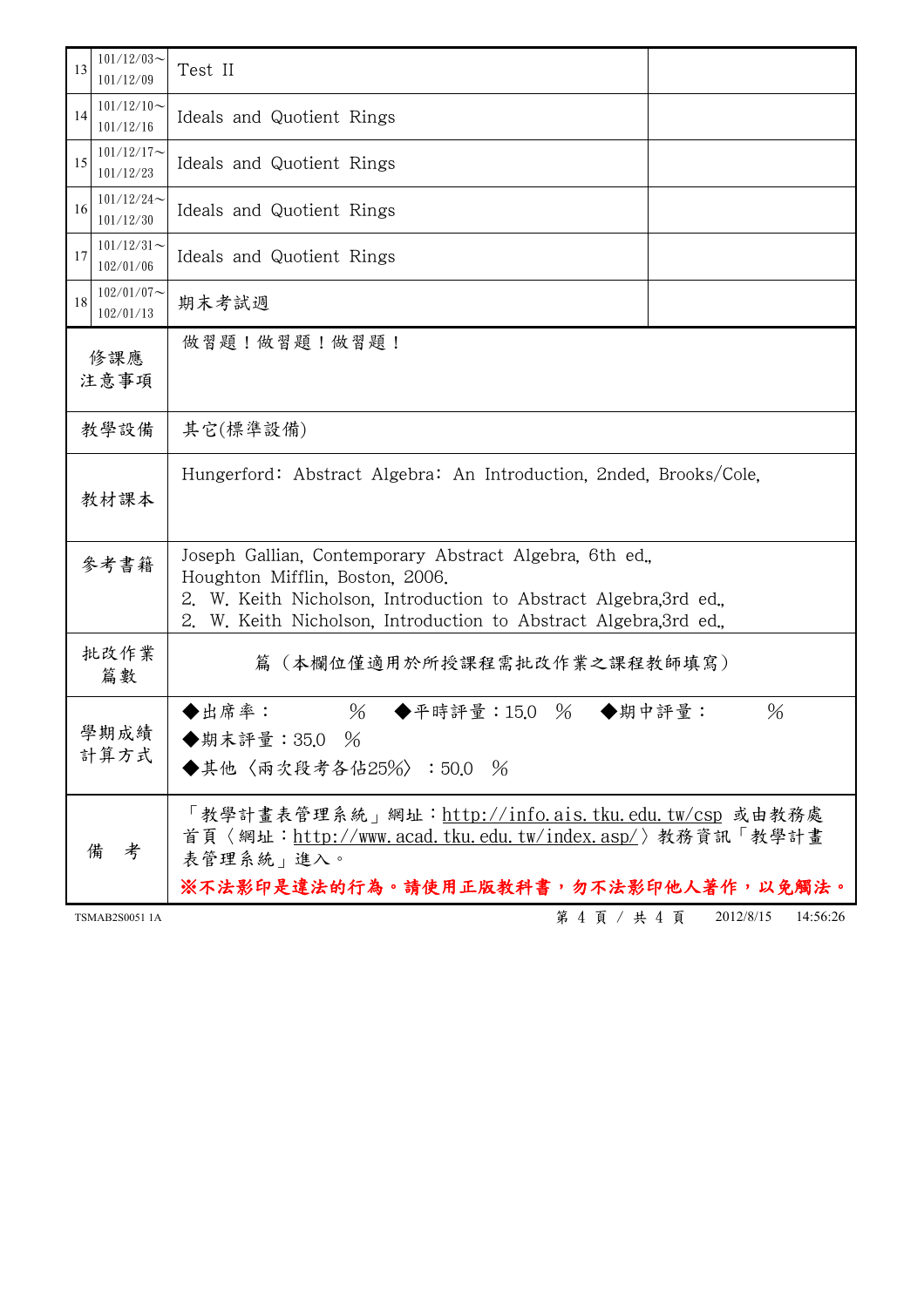| | | | |
|---|---|---|---|
| 13 | 101/12/03～<br>101/12/09 | Test II | |
| 14 | 101/12/10～<br>101/12/16 | Ideals and Quotient Rings | |
| 15 | 101/12/17～<br>101/12/23 | Ideals and Quotient Rings | |
| 16 | 101/12/24～<br>101/12/30 | Ideals and Quotient Rings | |
| 17 | 101/12/31～<br>102/01/06 | Ideals and Quotient Rings | |
| 18 | 102/01/07～<br>102/01/13 | 期末考試週 | |

| | |
|---|---|
| 修課應<br>注意事項 | 做習題！做習題！做習題！ |
| 教學設備 | 其它(標準設備) |
| 教材課本 | Hungerford: Abstract Algebra: An Introduction, 2nded, Brooks/Cole, |
| 參考書籍 | Joseph Gallian, Contemporary Abstract Algebra, 6th ed.,<br>Houghton Mifflin, Boston, 2006.<br>2. W. Keith Nicholson, Introduction to Abstract Algebra,3rd ed.,<br>2. W. Keith Nicholson, Introduction to Abstract Algebra,3rd ed., |
| 批改作業<br>篇數 | 篇（本欄位僅適用於所授課程需批改作業之課程教師填寫） |
| 學期成績<br>計算方式 | ◆出席率： ％ ◆平時評量：15.0 ％ ◆期中評量： ％<br>◆期末評量：35.0 ％<br>◆其他〈兩次段考各佔25%〉：50.0 ％ |
| 備　考 | 「教學計畫表管理系統」網址：http://info.ais.tku.edu.tw/csp 或由教務處首頁〈網址：http://www.acad.tku.edu.tw/index.asp/〉教務資訊「教學計畫表管理系統」進入。<br>**※不法影印是違法的行為。請使用正版教科書，勿不法影印他人著作，以免觸法。** |